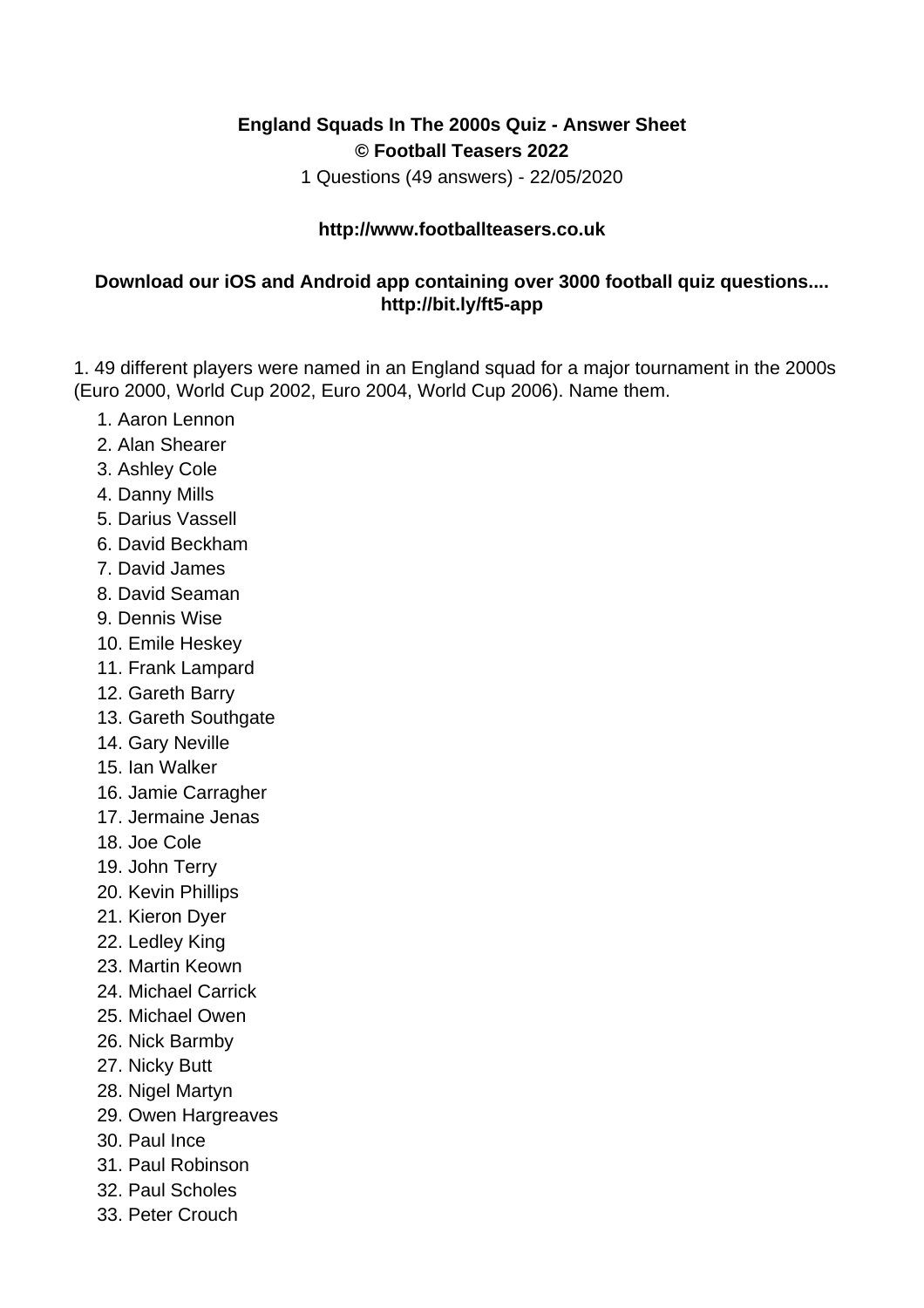**England Squads In The 2000s Quiz - Answer Sheet**
**© Football Teasers 2022**

1 Questions (49 answers) - 22/05/2020

**http://www.footballteasers.co.uk**

**Download our iOS and Android app containing over 3000 football quiz questions.... http://bit.ly/ft5-app**

1. 49 different players were named in an England squad for a major tournament in the 2000s (Euro 2000, World Cup 2002, Euro 2004, World Cup 2006). Name them.

1. Aaron Lennon
2. Alan Shearer
3. Ashley Cole
4. Danny Mills
5. Darius Vassell
6. David Beckham
7. David James
8. David Seaman
9. Dennis Wise
10. Emile Heskey
11. Frank Lampard
12. Gareth Barry
13. Gareth Southgate
14. Gary Neville
15. Ian Walker
16. Jamie Carragher
17. Jermaine Jenas
18. Joe Cole
19. John Terry
20. Kevin Phillips
21. Kieron Dyer
22. Ledley King
23. Martin Keown
24. Michael Carrick
25. Michael Owen
26. Nick Barmby
27. Nicky Butt
28. Nigel Martyn
29. Owen Hargreaves
30. Paul Ince
31. Paul Robinson
32. Paul Scholes
33. Peter Crouch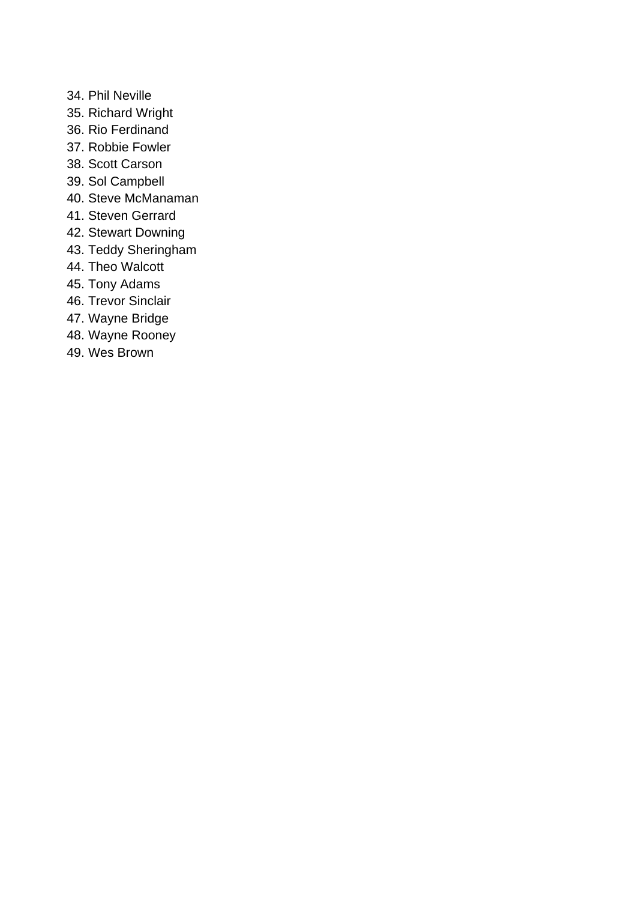34. Phil Neville
35. Richard Wright
36. Rio Ferdinand
37. Robbie Fowler
38. Scott Carson
39. Sol Campbell
40. Steve McManaman
41. Steven Gerrard
42. Stewart Downing
43. Teddy Sheringham
44. Theo Walcott
45. Tony Adams
46. Trevor Sinclair
47. Wayne Bridge
48. Wayne Rooney
49. Wes Brown